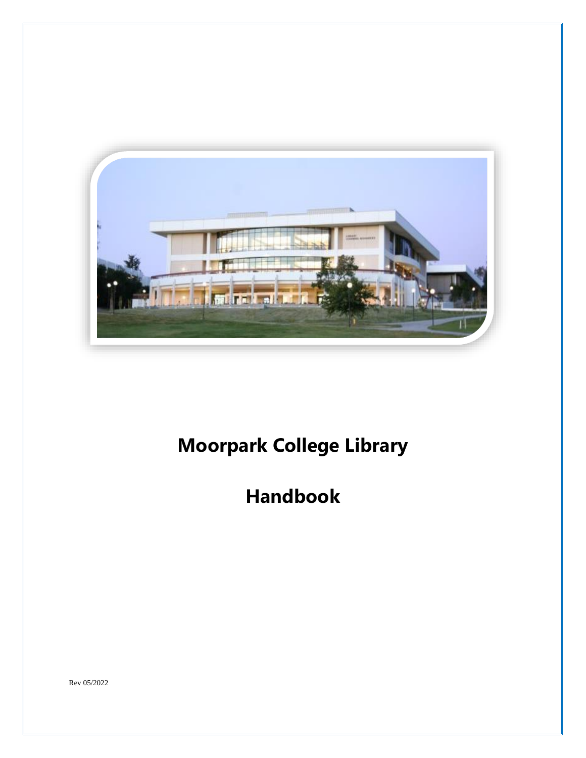# Moorpark College Library

# Handbook

Rev 05/2022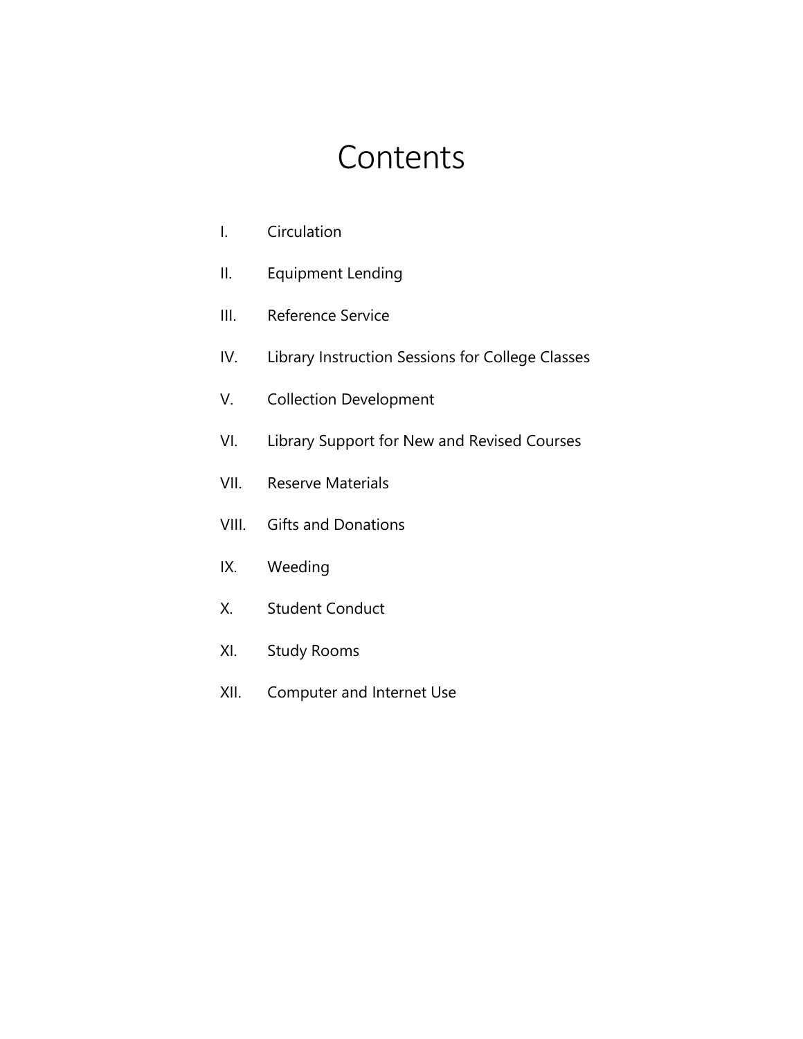# Contents

I. Circulation

II. Equipment Lending

III. Reference Service

IV. Library Instruction Sessions for College Classes

V. Collection Development

VI. Library Support for New and Revised Courses

VII. Reserve Materials

VIII. Gifts and Donations

IX. Weeding

X. Student Conduct

XI. Study Rooms

XII. Computer and Internet Use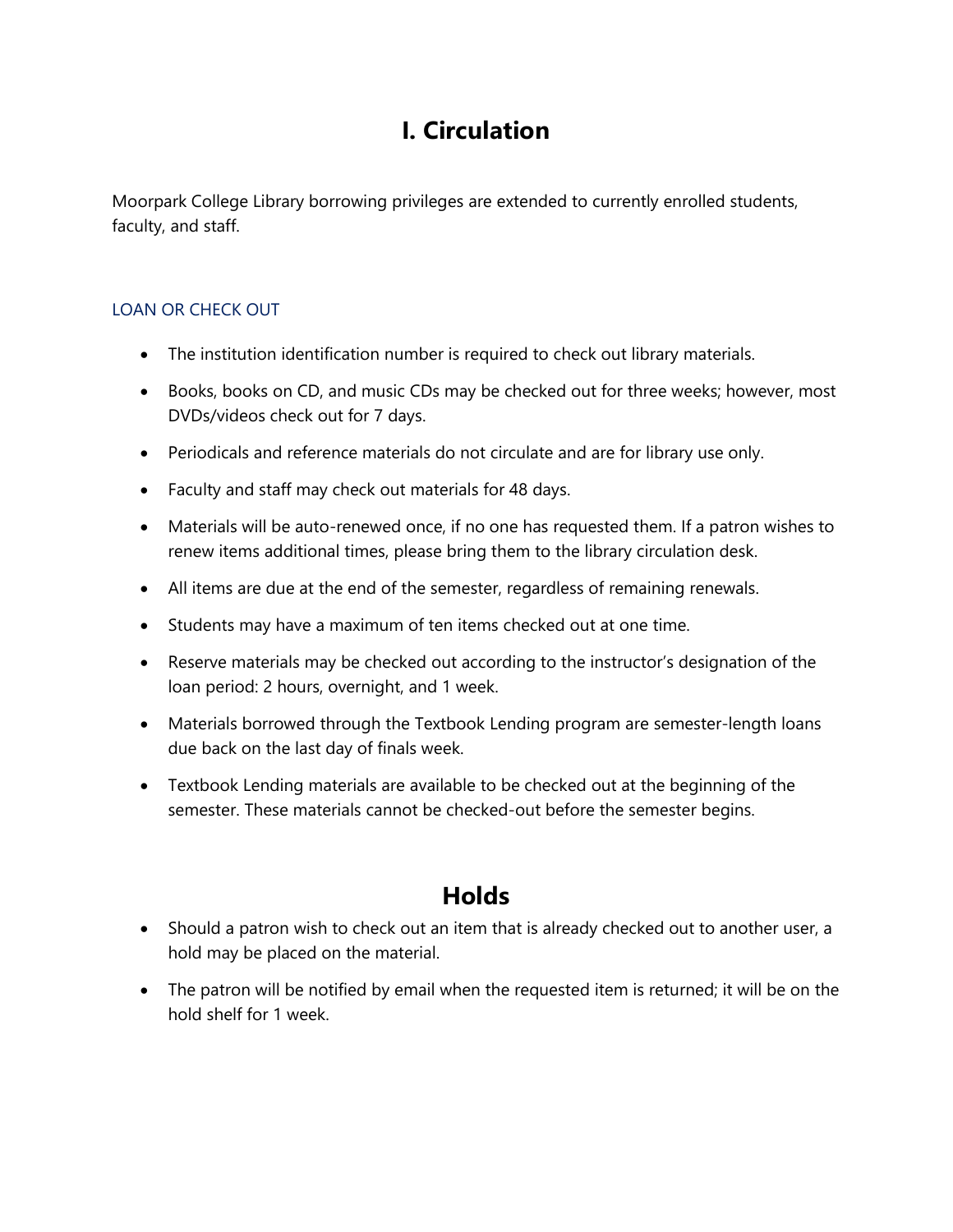# I. Circulation

Moorpark College Library borrowing privileges are extended to currently enrolled students, faculty, and staff.

### LOAN OR CHECK OUT

- The institution identification number is required to check out library materials.
- Books, books on CD, and music CDs may be checked out for three weeks; however, most DVDs/videos check out for 7 days.
- Periodicals and reference materials do not circulate and are for library use only.
- Faculty and staff may check out materials for 48 days.
- Materials will be auto-renewed once, if no one has requested them. If a patron wishes to renew items additional times, please bring them to the library circulation desk.
- All items are due at the end of the semester, regardless of remaining renewals.
- Students may have a maximum of ten items checked out at one time.
- Reserve materials may be checked out according to the instructor's designation of the loan period: 2 hours, overnight, and 1 week.
- Materials borrowed through the Textbook Lending program are semester-length loans due back on the last day of finals week.
- Textbook Lending materials are available to be checked out at the beginning of the semester. These materials cannot be checked-out before the semester begins.

## Holds

- Should a patron wish to check out an item that is already checked out to another user, a hold may be placed on the material.
- The patron will be notified by email when the requested item is returned; it will be on the hold shelf for 1 week.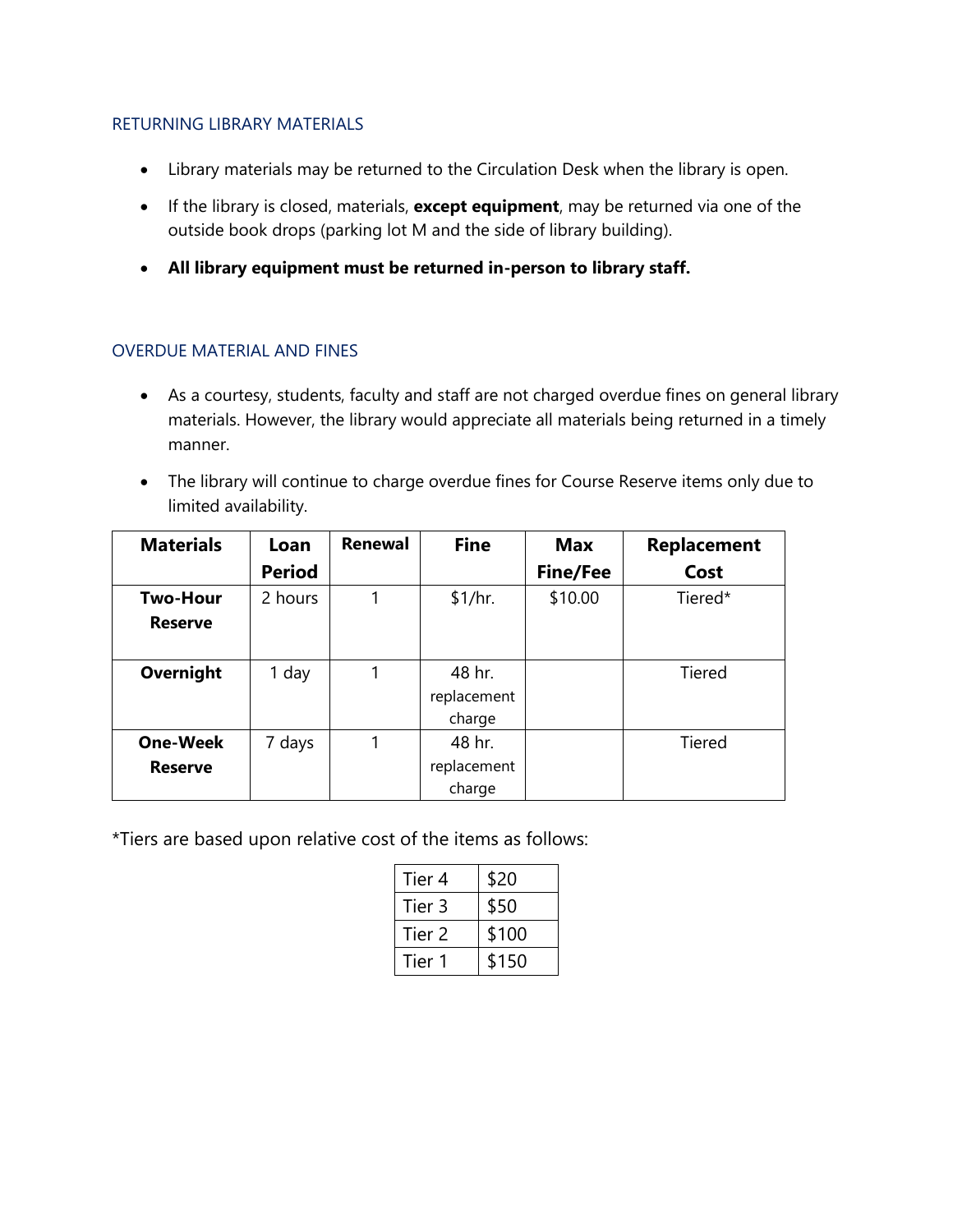## RETURNING LIBRARY MATERIALS

- Library materials may be returned to the Circulation Desk when the library is open.
- If the library is closed, materials, **except equipment**, may be returned via one of the outside book drops (parking lot M and the side of library building).
- **All library equipment must be returned in-person to library staff.**

## OVERDUE MATERIAL AND FINES

- As a courtesy, students, faculty and staff are not charged overdue fines on general library materials. However, the library would appreciate all materials being returned in a timely manner.
- The library will continue to charge overdue fines for Course Reserve items only due to limited availability.

| Materials | Loan Period | Renewal | Fine | Max Fine/Fee | Replacement Cost |
|---|---|---|---|---|---|
| **Two-Hour Reserve** | 2 hours | 1 | $1/hr. | $10.00 | Tiered* |
| **Overnight** | 1 day | 1 | 48 hr. replacement charge | | Tiered |
| **One-Week Reserve** | 7 days | 1 | 48 hr. replacement charge | | Tiered |

*Tiers are based upon relative cost of the items as follows:

| | |
|---|---|
| Tier 4 | $20 |
| Tier 3 | $50 |
| Tier 2 | $100 |
| Tier 1 | $150 |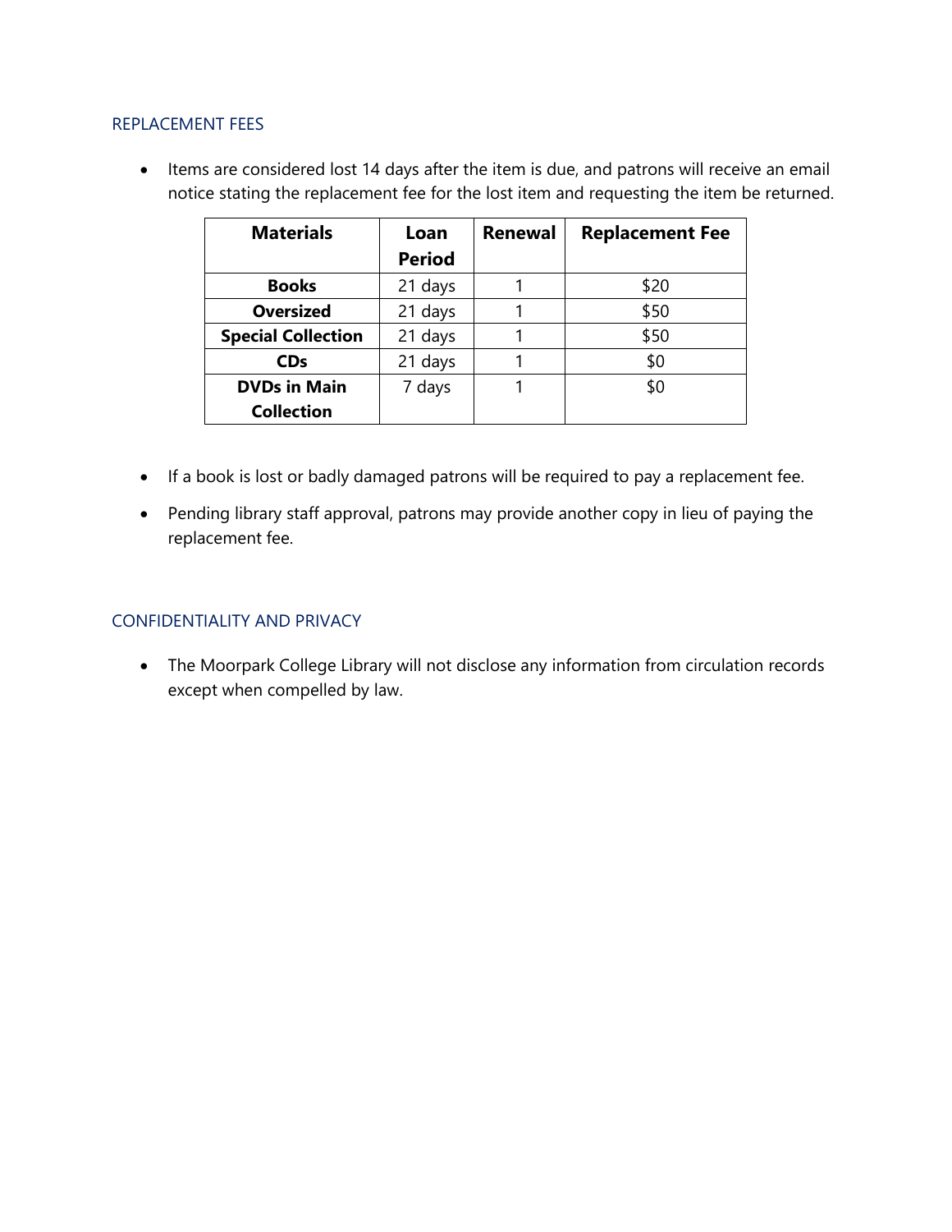## REPLACEMENT FEES

- Items are considered lost 14 days after the item is due, and patrons will receive an email notice stating the replacement fee for the lost item and requesting the item be returned.

| Materials | Loan Period | Renewal | Replacement Fee |
|---|---|---|---|
| **Books** | 21 days | 1 | $20 |
| **Oversized** | 21 days | 1 | $50 |
| **Special Collection** | 21 days | 1 | $50 |
| **CDs** | 21 days | 1 | $0 |
| **DVDs in Main Collection** | 7 days | 1 | $0 |

- If a book is lost or badly damaged patrons will be required to pay a replacement fee.
- Pending library staff approval, patrons may provide another copy in lieu of paying the replacement fee.

## CONFIDENTIALITY AND PRIVACY

- The Moorpark College Library will not disclose any information from circulation records except when compelled by law.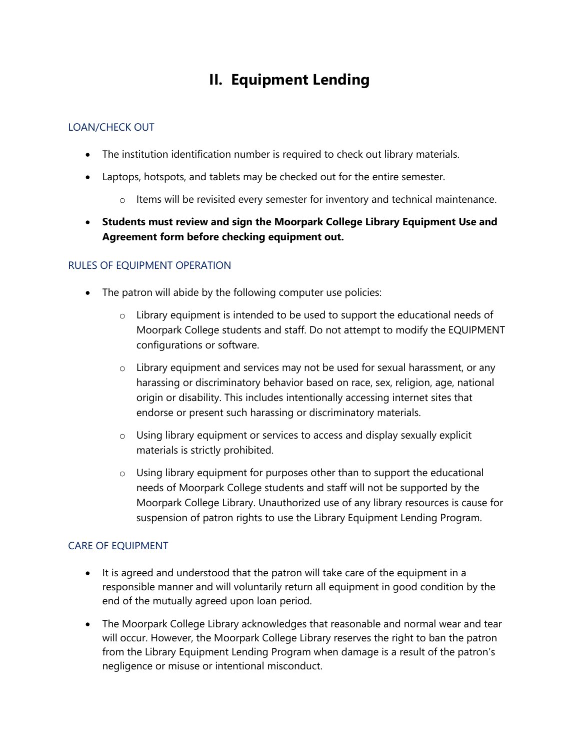# II. Equipment Lending

### LOAN/CHECK OUT

- The institution identification number is required to check out library materials.
- Laptops, hotspots, and tablets may be checked out for the entire semester.
  - Items will be revisited every semester for inventory and technical maintenance.
- **Students must review and sign the Moorpark College Library Equipment Use and Agreement form before checking equipment out.**

### RULES OF EQUIPMENT OPERATION

- The patron will abide by the following computer use policies:
  - Library equipment is intended to be used to support the educational needs of Moorpark College students and staff. Do not attempt to modify the EQUIPMENT configurations or software.
  - Library equipment and services may not be used for sexual harassment, or any harassing or discriminatory behavior based on race, sex, religion, age, national origin or disability. This includes intentionally accessing internet sites that endorse or present such harassing or discriminatory materials.
  - Using library equipment or services to access and display sexually explicit materials is strictly prohibited.
  - Using library equipment for purposes other than to support the educational needs of Moorpark College students and staff will not be supported by the Moorpark College Library. Unauthorized use of any library resources is cause for suspension of patron rights to use the Library Equipment Lending Program.

### CARE OF EQUIPMENT

- It is agreed and understood that the patron will take care of the equipment in a responsible manner and will voluntarily return all equipment in good condition by the end of the mutually agreed upon loan period.
- The Moorpark College Library acknowledges that reasonable and normal wear and tear will occur. However, the Moorpark College Library reserves the right to ban the patron from the Library Equipment Lending Program when damage is a result of the patron's negligence or misuse or intentional misconduct.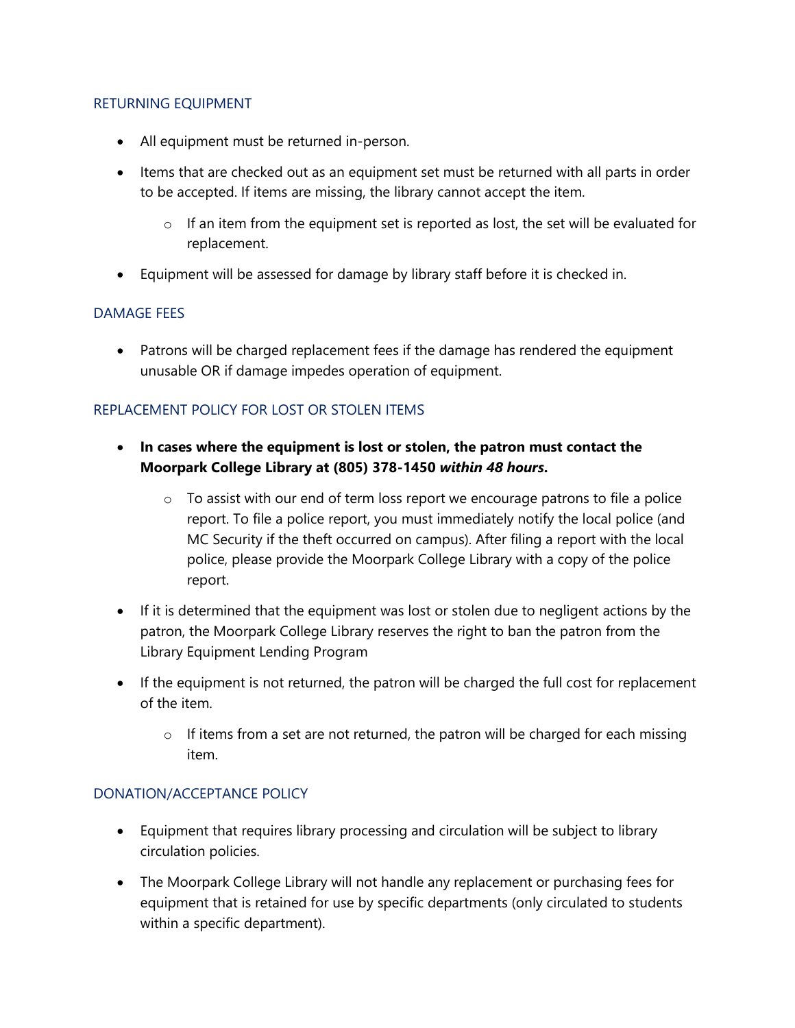## RETURNING EQUIPMENT

- All equipment must be returned in-person.
- Items that are checked out as an equipment set must be returned with all parts in order to be accepted. If items are missing, the library cannot accept the item.
  - If an item from the equipment set is reported as lost, the set will be evaluated for replacement.
- Equipment will be assessed for damage by library staff before it is checked in.

## DAMAGE FEES

- Patrons will be charged replacement fees if the damage has rendered the equipment unusable OR if damage impedes operation of equipment.

## REPLACEMENT POLICY FOR LOST OR STOLEN ITEMS

- **In cases where the equipment is lost or stolen, the patron must contact the Moorpark College Library at (805) 378-1450 *within 48 hours*.**
  - To assist with our end of term loss report we encourage patrons to file a police report. To file a police report, you must immediately notify the local police (and MC Security if the theft occurred on campus). After filing a report with the local police, please provide the Moorpark College Library with a copy of the police report.
- If it is determined that the equipment was lost or stolen due to negligent actions by the patron, the Moorpark College Library reserves the right to ban the patron from the Library Equipment Lending Program
- If the equipment is not returned, the patron will be charged the full cost for replacement of the item.
  - If items from a set are not returned, the patron will be charged for each missing item.

## DONATION/ACCEPTANCE POLICY

- Equipment that requires library processing and circulation will be subject to library circulation policies.
- The Moorpark College Library will not handle any replacement or purchasing fees for equipment that is retained for use by specific departments (only circulated to students within a specific department).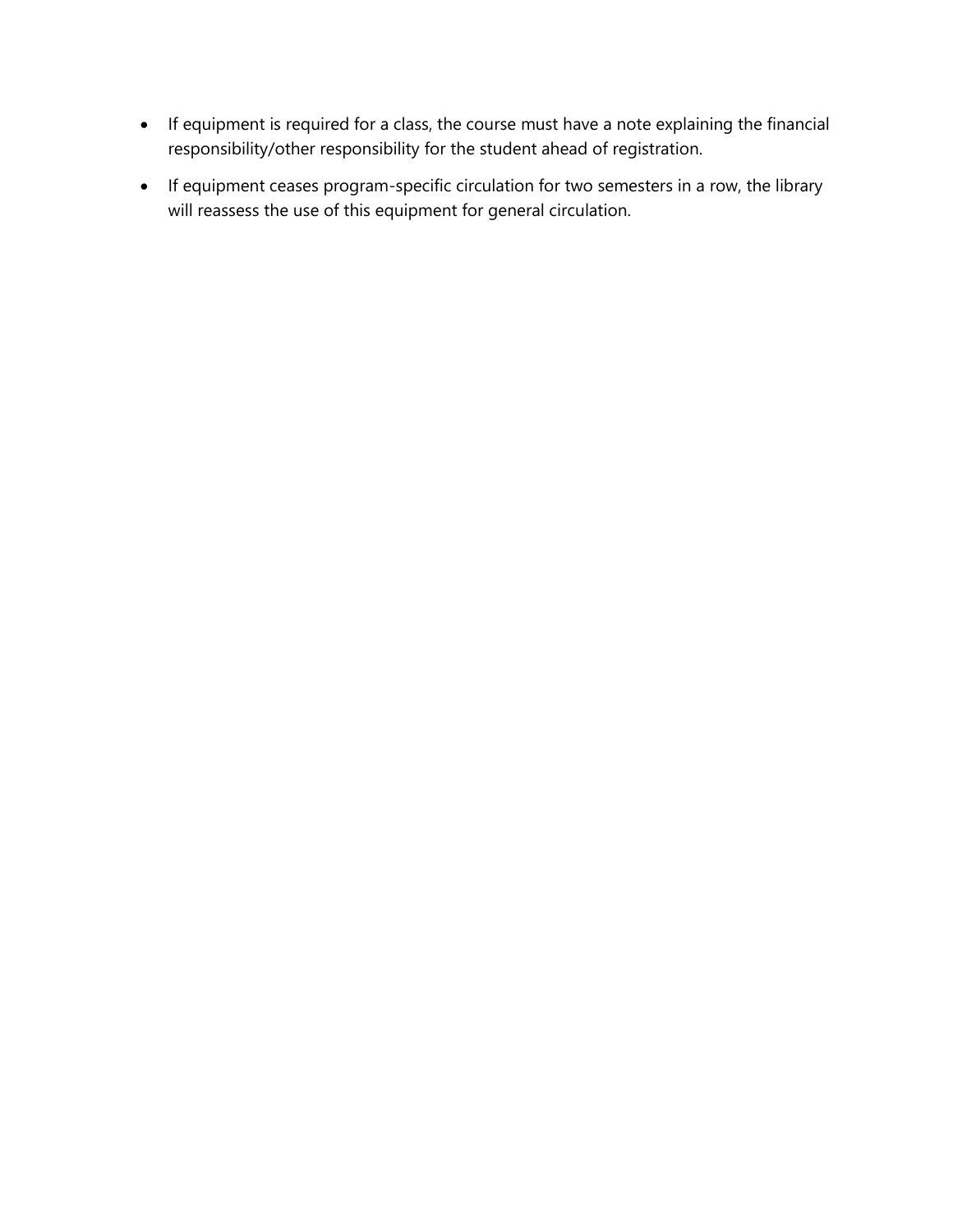- If equipment is required for a class, the course must have a note explaining the financial responsibility/other responsibility for the student ahead of registration.
- If equipment ceases program-specific circulation for two semesters in a row, the library will reassess the use of this equipment for general circulation.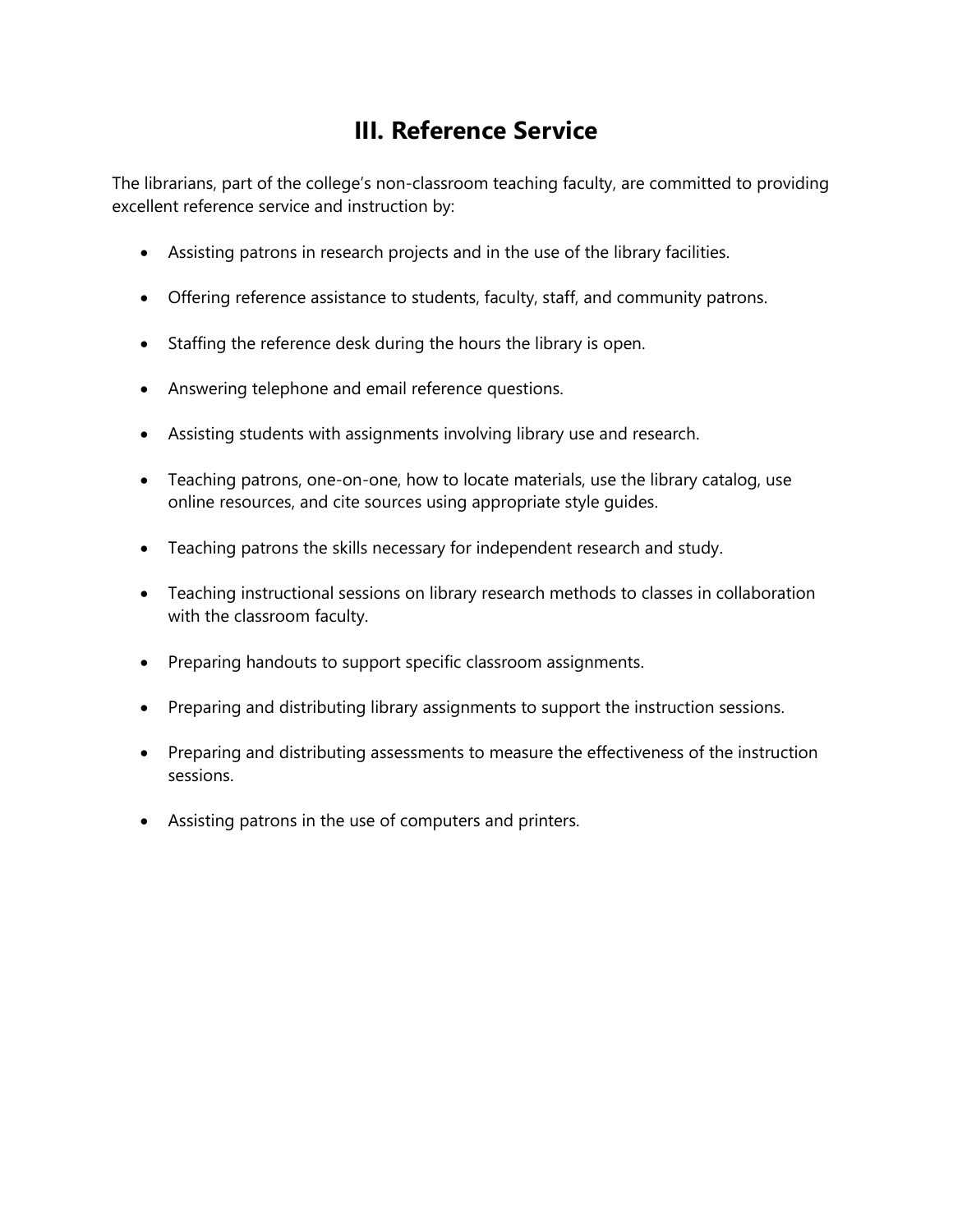# III. Reference Service

The librarians, part of the college's non-classroom teaching faculty, are committed to providing excellent reference service and instruction by:

- Assisting patrons in research projects and in the use of the library facilities.
- Offering reference assistance to students, faculty, staff, and community patrons.
- Staffing the reference desk during the hours the library is open.
- Answering telephone and email reference questions.
- Assisting students with assignments involving library use and research.
- Teaching patrons, one-on-one, how to locate materials, use the library catalog, use online resources, and cite sources using appropriate style guides.
- Teaching patrons the skills necessary for independent research and study.
- Teaching instructional sessions on library research methods to classes in collaboration with the classroom faculty.
- Preparing handouts to support specific classroom assignments.
- Preparing and distributing library assignments to support the instruction sessions.
- Preparing and distributing assessments to measure the effectiveness of the instruction sessions.
- Assisting patrons in the use of computers and printers.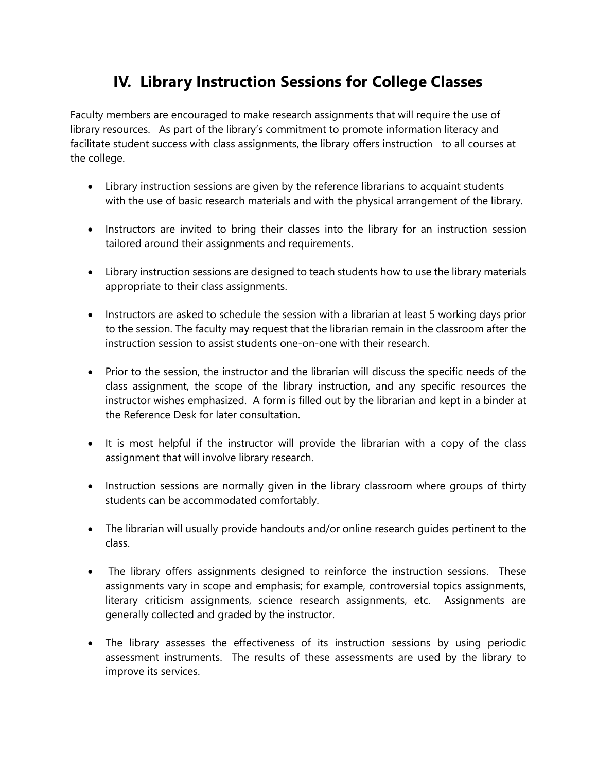# IV. Library Instruction Sessions for College Classes

Faculty members are encouraged to make research assignments that will require the use of library resources. As part of the library's commitment to promote information literacy and facilitate student success with class assignments, the library offers instruction to all courses at the college.

- Library instruction sessions are given by the reference librarians to acquaint students with the use of basic research materials and with the physical arrangement of the library.
- Instructors are invited to bring their classes into the library for an instruction session tailored around their assignments and requirements.
- Library instruction sessions are designed to teach students how to use the library materials appropriate to their class assignments.
- Instructors are asked to schedule the session with a librarian at least 5 working days prior to the session. The faculty may request that the librarian remain in the classroom after the instruction session to assist students one-on-one with their research.
- Prior to the session, the instructor and the librarian will discuss the specific needs of the class assignment, the scope of the library instruction, and any specific resources the instructor wishes emphasized. A form is filled out by the librarian and kept in a binder at the Reference Desk for later consultation.
- It is most helpful if the instructor will provide the librarian with a copy of the class assignment that will involve library research.
- Instruction sessions are normally given in the library classroom where groups of thirty students can be accommodated comfortably.
- The librarian will usually provide handouts and/or online research guides pertinent to the class.
- The library offers assignments designed to reinforce the instruction sessions. These assignments vary in scope and emphasis; for example, controversial topics assignments, literary criticism assignments, science research assignments, etc. Assignments are generally collected and graded by the instructor.
- The library assesses the effectiveness of its instruction sessions by using periodic assessment instruments. The results of these assessments are used by the library to improve its services.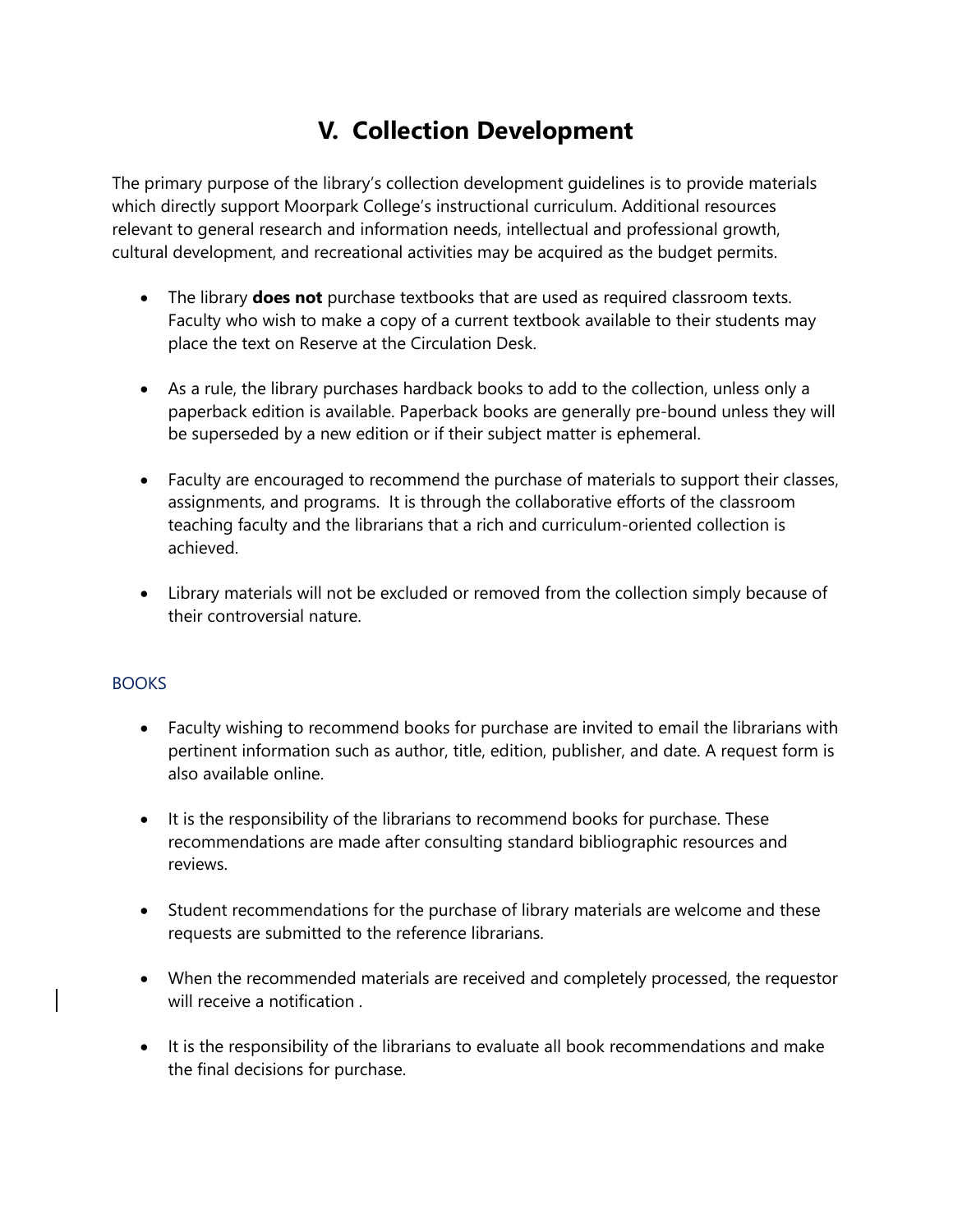# V. Collection Development

The primary purpose of the library's collection development guidelines is to provide materials which directly support Moorpark College's instructional curriculum. Additional resources relevant to general research and information needs, intellectual and professional growth, cultural development, and recreational activities may be acquired as the budget permits.

- The library **does not** purchase textbooks that are used as required classroom texts. Faculty who wish to make a copy of a current textbook available to their students may place the text on Reserve at the Circulation Desk.

- As a rule, the library purchases hardback books to add to the collection, unless only a paperback edition is available. Paperback books are generally pre-bound unless they will be superseded by a new edition or if their subject matter is ephemeral.

- Faculty are encouraged to recommend the purchase of materials to support their classes, assignments, and programs. It is through the collaborative efforts of the classroom teaching faculty and the librarians that a rich and curriculum-oriented collection is achieved.

- Library materials will not be excluded or removed from the collection simply because of their controversial nature.

## BOOKS

- Faculty wishing to recommend books for purchase are invited to email the librarians with pertinent information such as author, title, edition, publisher, and date. A request form is also available online.

- It is the responsibility of the librarians to recommend books for purchase. These recommendations are made after consulting standard bibliographic resources and reviews.

- Student recommendations for the purchase of library materials are welcome and these requests are submitted to the reference librarians.

- When the recommended materials are received and completely processed, the requestor will receive a notification .

- It is the responsibility of the librarians to evaluate all book recommendations and make the final decisions for purchase.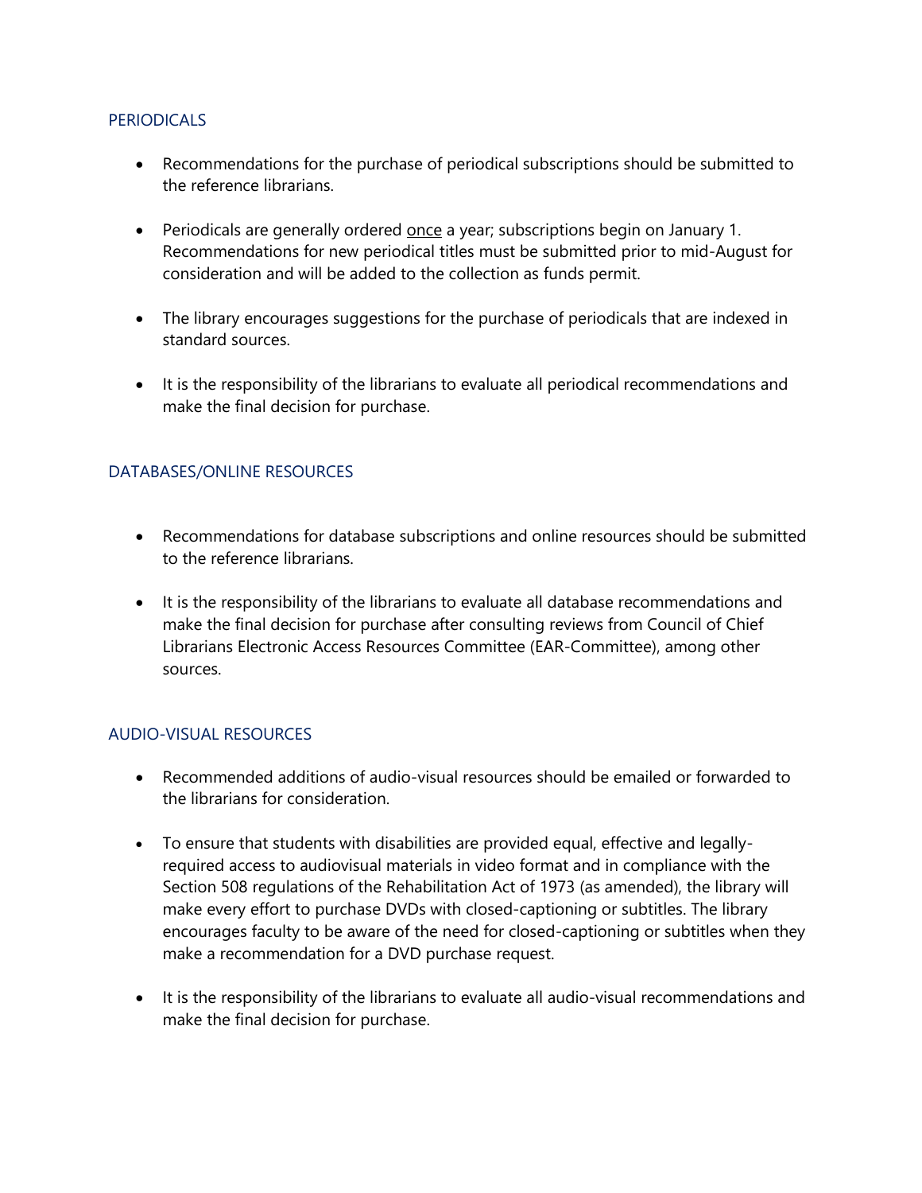## PERIODICALS

- Recommendations for the purchase of periodical subscriptions should be submitted to the reference librarians.
- Periodicals are generally ordered <u>once</u> a year; subscriptions begin on January 1. Recommendations for new periodical titles must be submitted prior to mid-August for consideration and will be added to the collection as funds permit.
- The library encourages suggestions for the purchase of periodicals that are indexed in standard sources.
- It is the responsibility of the librarians to evaluate all periodical recommendations and make the final decision for purchase.

## DATABASES/ONLINE RESOURCES

- Recommendations for database subscriptions and online resources should be submitted to the reference librarians.
- It is the responsibility of the librarians to evaluate all database recommendations and make the final decision for purchase after consulting reviews from Council of Chief Librarians Electronic Access Resources Committee (EAR-Committee), among other sources.

## AUDIO-VISUAL RESOURCES

- Recommended additions of audio-visual resources should be emailed or forwarded to the librarians for consideration.
- To ensure that students with disabilities are provided equal, effective and legally-required access to audiovisual materials in video format and in compliance with the Section 508 regulations of the Rehabilitation Act of 1973 (as amended), the library will make every effort to purchase DVDs with closed-captioning or subtitles. The library encourages faculty to be aware of the need for closed-captioning or subtitles when they make a recommendation for a DVD purchase request.
- It is the responsibility of the librarians to evaluate all audio-visual recommendations and make the final decision for purchase.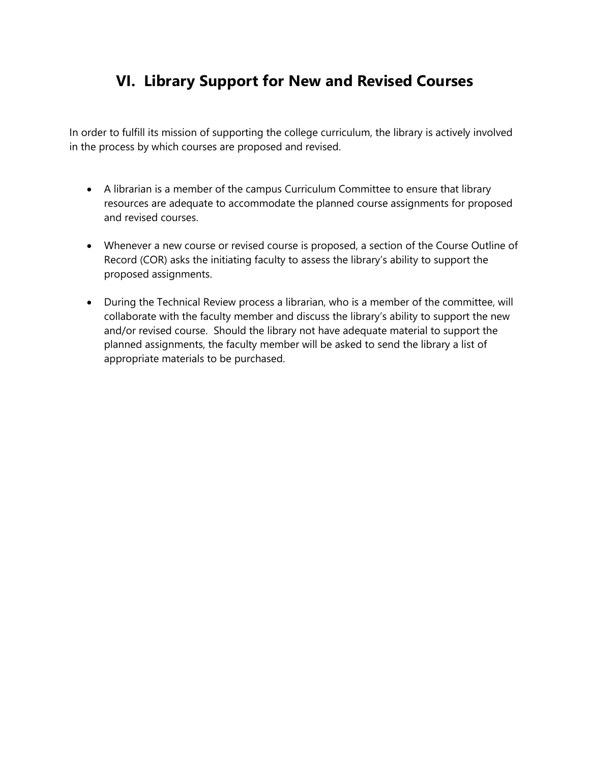# VI. Library Support for New and Revised Courses

In order to fulfill its mission of supporting the college curriculum, the library is actively involved in the process by which courses are proposed and revised.

- A librarian is a member of the campus Curriculum Committee to ensure that library resources are adequate to accommodate the planned course assignments for proposed and revised courses.

- Whenever a new course or revised course is proposed, a section of the Course Outline of Record (COR) asks the initiating faculty to assess the library's ability to support the proposed assignments.

- During the Technical Review process a librarian, who is a member of the committee, will collaborate with the faculty member and discuss the library's ability to support the new and/or revised course. Should the library not have adequate material to support the planned assignments, the faculty member will be asked to send the library a list of appropriate materials to be purchased.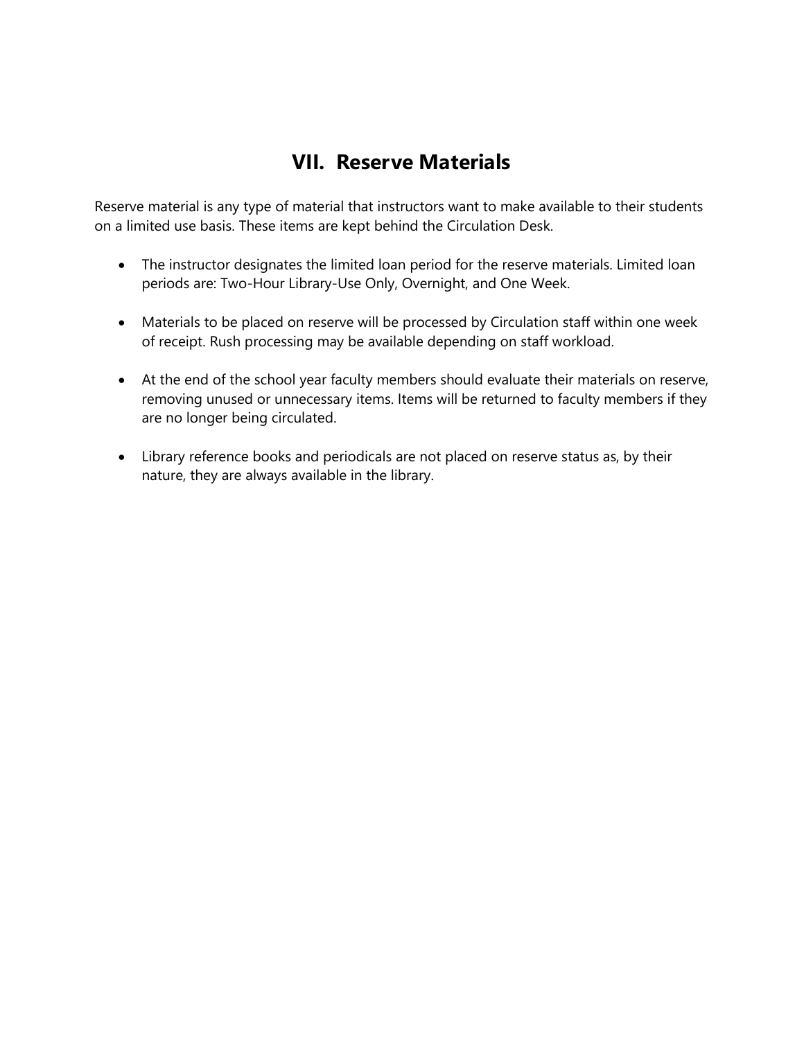# VII. Reserve Materials

Reserve material is any type of material that instructors want to make available to their students on a limited use basis. These items are kept behind the Circulation Desk.

- The instructor designates the limited loan period for the reserve materials. Limited loan periods are: Two-Hour Library-Use Only, Overnight, and One Week.

- Materials to be placed on reserve will be processed by Circulation staff within one week of receipt. Rush processing may be available depending on staff workload.

- At the end of the school year faculty members should evaluate their materials on reserve, removing unused or unnecessary items. Items will be returned to faculty members if they are no longer being circulated.

- Library reference books and periodicals are not placed on reserve status as, by their nature, they are always available in the library.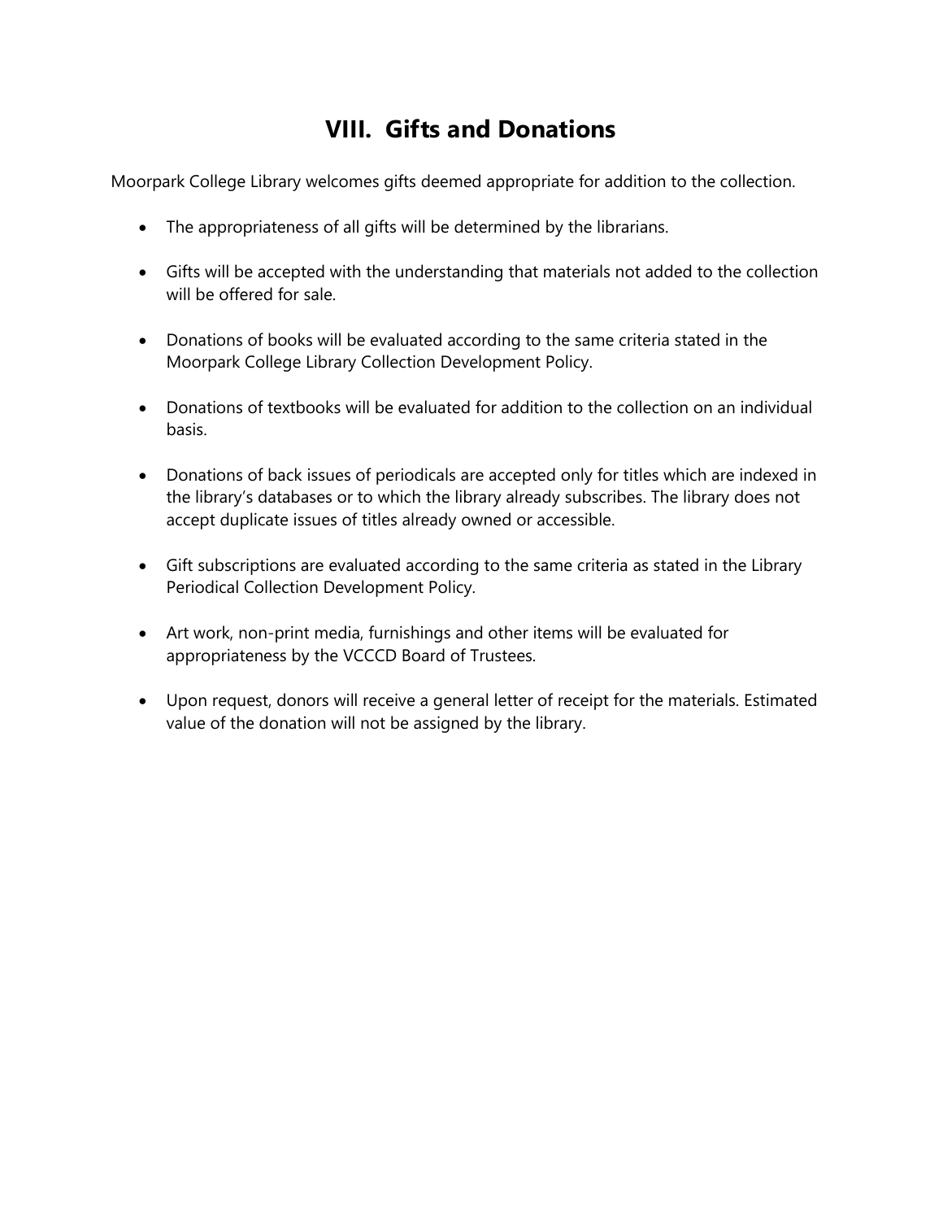# VIII. Gifts and Donations

Moorpark College Library welcomes gifts deemed appropriate for addition to the collection.

- The appropriateness of all gifts will be determined by the librarians.
- Gifts will be accepted with the understanding that materials not added to the collection will be offered for sale.
- Donations of books will be evaluated according to the same criteria stated in the Moorpark College Library Collection Development Policy.
- Donations of textbooks will be evaluated for addition to the collection on an individual basis.
- Donations of back issues of periodicals are accepted only for titles which are indexed in the library's databases or to which the library already subscribes. The library does not accept duplicate issues of titles already owned or accessible.
- Gift subscriptions are evaluated according to the same criteria as stated in the Library Periodical Collection Development Policy.
- Art work, non-print media, furnishings and other items will be evaluated for appropriateness by the VCCCD Board of Trustees.
- Upon request, donors will receive a general letter of receipt for the materials. Estimated value of the donation will not be assigned by the library.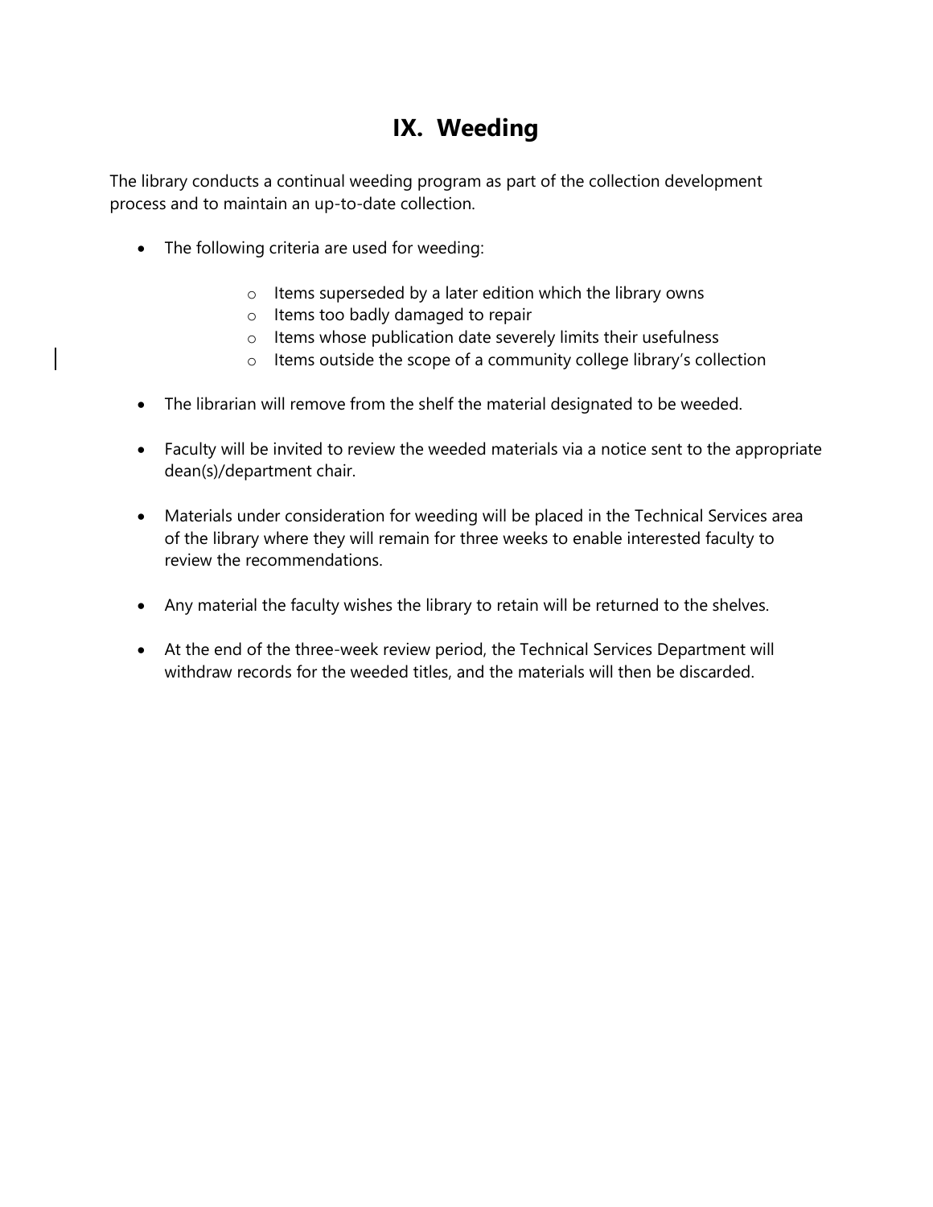# IX. Weeding

The library conducts a continual weeding program as part of the collection development process and to maintain an up-to-date collection.

- The following criteria are used for weeding:
  - Items superseded by a later edition which the library owns
  - Items too badly damaged to repair
  - Items whose publication date severely limits their usefulness
  - Items outside the scope of a community college library's collection

- The librarian will remove from the shelf the material designated to be weeded.

- Faculty will be invited to review the weeded materials via a notice sent to the appropriate dean(s)/department chair.

- Materials under consideration for weeding will be placed in the Technical Services area of the library where they will remain for three weeks to enable interested faculty to review the recommendations.

- Any material the faculty wishes the library to retain will be returned to the shelves.

- At the end of the three-week review period, the Technical Services Department will withdraw records for the weeded titles, and the materials will then be discarded.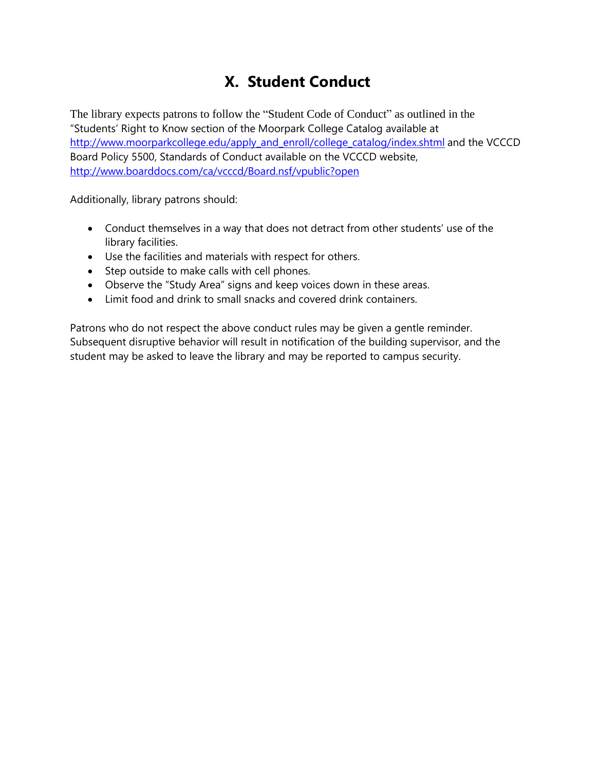# X. Student Conduct

The library expects patrons to follow the "Student Code of Conduct" as outlined in the "Students' Right to Know section of the Moorpark College Catalog available at [http://www.moorparkcollege.edu/apply_and_enroll/college_catalog/index.shtml](http://www.moorparkcollege.edu/apply_and_enroll/college_catalog/index.shtml) and the VCCCD Board Policy 5500, Standards of Conduct available on the VCCCD website, [http://www.boarddocs.com/ca/vcccd/Board.nsf/vpublic?open](http://www.boarddocs.com/ca/vcccd/Board.nsf/vpublic?open)

Additionally, library patrons should:

- Conduct themselves in a way that does not detract from other students' use of the library facilities.
- Use the facilities and materials with respect for others.
- Step outside to make calls with cell phones.
- Observe the "Study Area" signs and keep voices down in these areas.
- Limit food and drink to small snacks and covered drink containers.

Patrons who do not respect the above conduct rules may be given a gentle reminder. Subsequent disruptive behavior will result in notification of the building supervisor, and the student may be asked to leave the library and may be reported to campus security.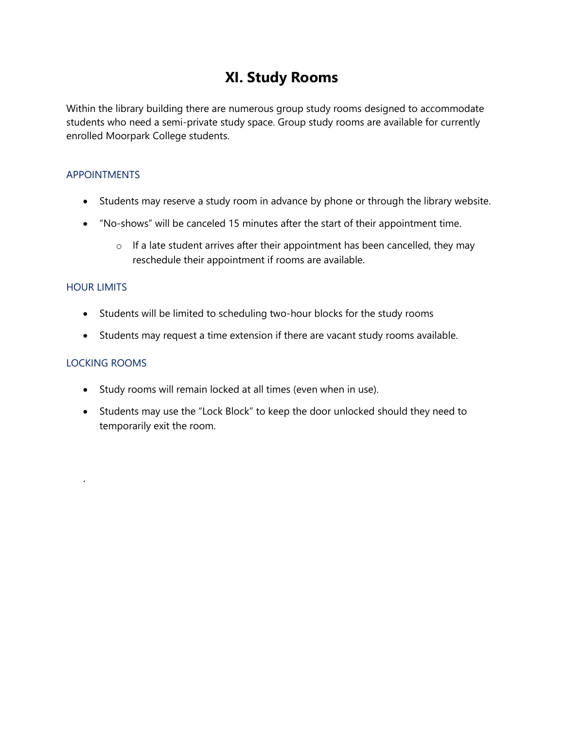# XI. Study Rooms

Within the library building there are numerous group study rooms designed to accommodate students who need a semi-private study space. Group study rooms are available for currently enrolled Moorpark College students.

### APPOINTMENTS

- Students may reserve a study room in advance by phone or through the library website.
- "No-shows" will be canceled 15 minutes after the start of their appointment time.
  - If a late student arrives after their appointment has been cancelled, they may reschedule their appointment if rooms are available.

### HOUR LIMITS

- Students will be limited to scheduling two-hour blocks for the study rooms
- Students may request a time extension if there are vacant study rooms available.

### LOCKING ROOMS

- Study rooms will remain locked at all times (even when in use).
- Students may use the "Lock Block" to keep the door unlocked should they need to temporarily exit the room.

.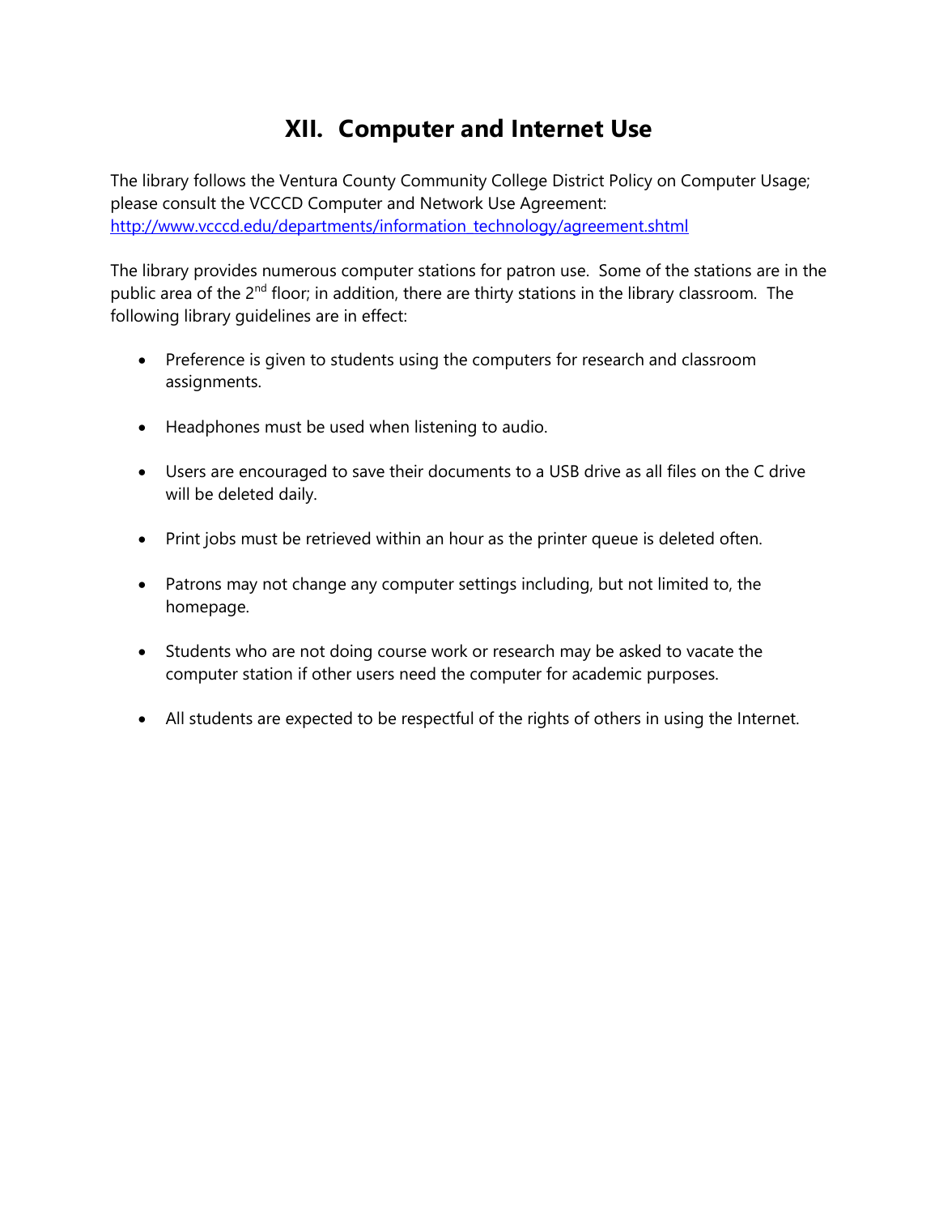# XII. Computer and Internet Use

The library follows the Ventura County Community College District Policy on Computer Usage; please consult the VCCCD Computer and Network Use Agreement: [http://www.vcccd.edu/departments/information_technology/agreement.shtml](http://www.vcccd.edu/departments/information_technology/agreement.shtml)

The library provides numerous computer stations for patron use. Some of the stations are in the public area of the 2nd floor; in addition, there are thirty stations in the library classroom. The following library guidelines are in effect:

- Preference is given to students using the computers for research and classroom assignments.
- Headphones must be used when listening to audio.
- Users are encouraged to save their documents to a USB drive as all files on the C drive will be deleted daily.
- Print jobs must be retrieved within an hour as the printer queue is deleted often.
- Patrons may not change any computer settings including, but not limited to, the homepage.
- Students who are not doing course work or research may be asked to vacate the computer station if other users need the computer for academic purposes.
- All students are expected to be respectful of the rights of others in using the Internet.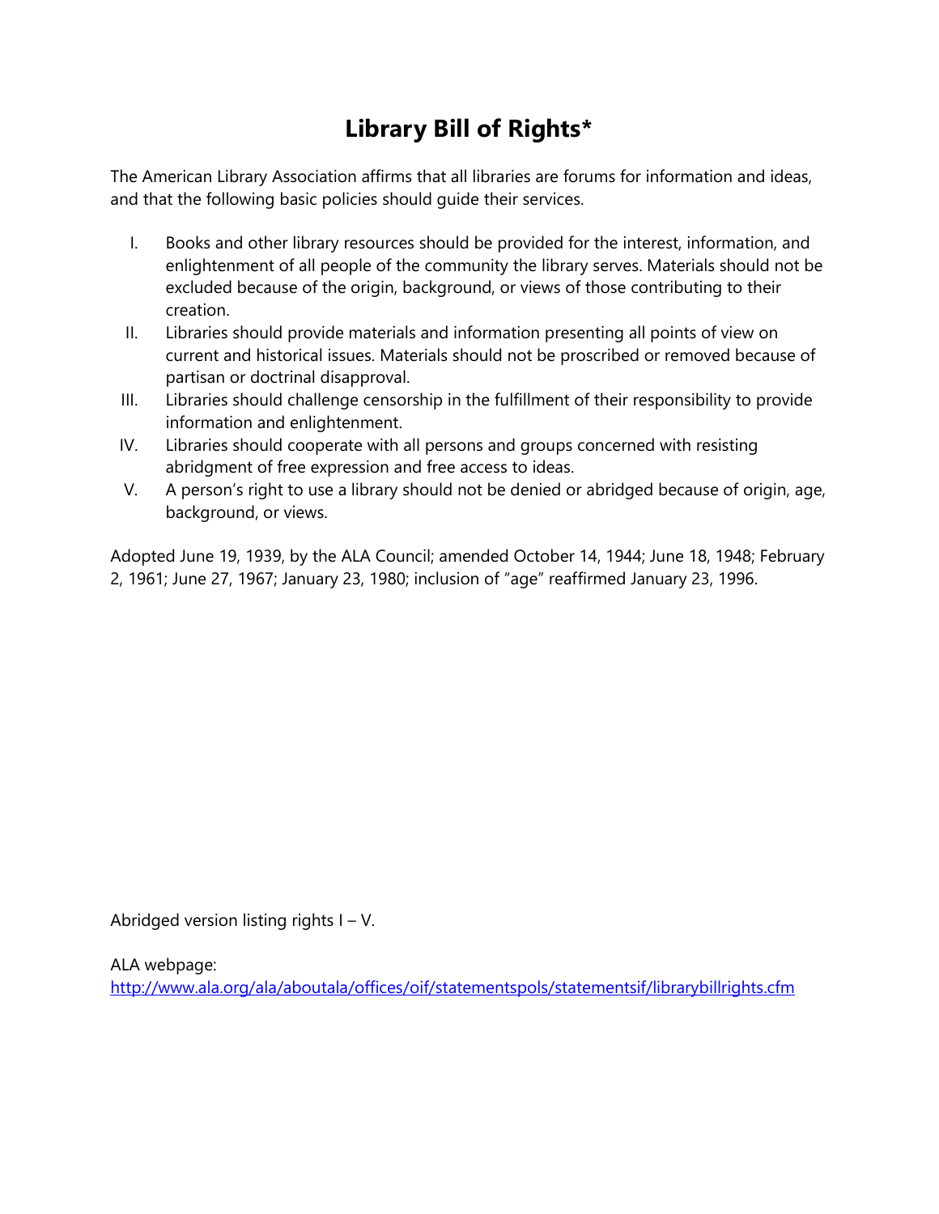# Library Bill of Rights*

The American Library Association affirms that all libraries are forums for information and ideas, and that the following basic policies should guide their services.

I. Books and other library resources should be provided for the interest, information, and enlightenment of all people of the community the library serves. Materials should not be excluded because of the origin, background, or views of those contributing to their creation.
II. Libraries should provide materials and information presenting all points of view on current and historical issues. Materials should not be proscribed or removed because of partisan or doctrinal disapproval.
III. Libraries should challenge censorship in the fulfillment of their responsibility to provide information and enlightenment.
IV. Libraries should cooperate with all persons and groups concerned with resisting abridgment of free expression and free access to ideas.
V. A person's right to use a library should not be denied or abridged because of origin, age, background, or views.

Adopted June 19, 1939, by the ALA Council; amended October 14, 1944; June 18, 1948; February 2, 1961; June 27, 1967; January 23, 1980; inclusion of "age" reaffirmed January 23, 1996.

Abridged version listing rights I – V.

ALA webpage:
http://www.ala.org/ala/aboutala/offices/oif/statementspols/statementsif/librarybillrights.cfm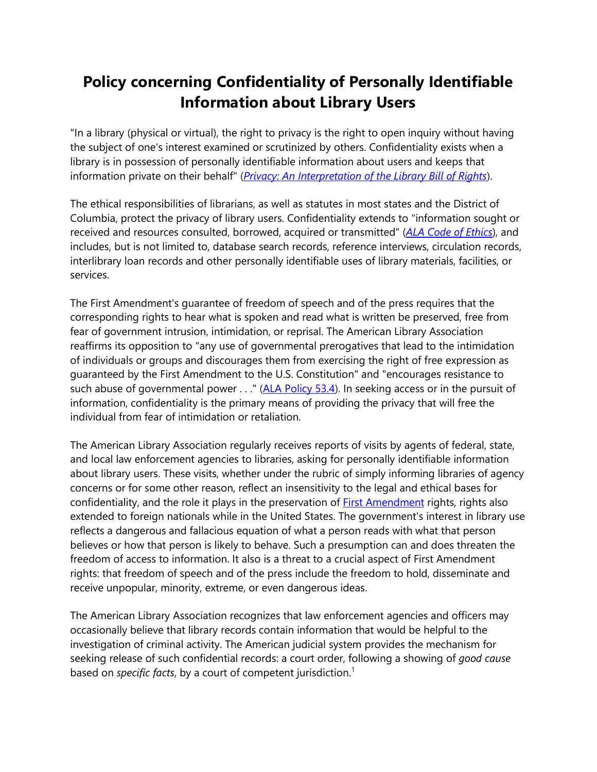# Policy concerning Confidentiality of Personally Identifiable Information about Library Users

"In a library (physical or virtual), the right to privacy is the right to open inquiry without having the subject of one's interest examined or scrutinized by others. Confidentiality exists when a library is in possession of personally identifiable information about users and keeps that information private on their behalf" (*[Privacy: An Interpretation of the Library Bill of Rights]()*).

The ethical responsibilities of librarians, as well as statutes in most states and the District of Columbia, protect the privacy of library users. Confidentiality extends to "information sought or received and resources consulted, borrowed, acquired or transmitted" (*[ALA Code of Ethics]()*), and includes, but is not limited to, database search records, reference interviews, circulation records, interlibrary loan records and other personally identifiable uses of library materials, facilities, or services.

The First Amendment's guarantee of freedom of speech and of the press requires that the corresponding rights to hear what is spoken and read what is written be preserved, free from fear of government intrusion, intimidation, or reprisal. The American Library Association reaffirms its opposition to "any use of governmental prerogatives that lead to the intimidation of individuals or groups and discourages them from exercising the right of free expression as guaranteed by the First Amendment to the U.S. Constitution" and "encourages resistance to such abuse of governmental power . . ." ([ALA Policy 53.4]()). In seeking access or in the pursuit of information, confidentiality is the primary means of providing the privacy that will free the individual from fear of intimidation or retaliation.

The American Library Association regularly receives reports of visits by agents of federal, state, and local law enforcement agencies to libraries, asking for personally identifiable information about library users. These visits, whether under the rubric of simply informing libraries of agency concerns or for some other reason, reflect an insensitivity to the legal and ethical bases for confidentiality, and the role it plays in the preservation of [First Amendment]() rights, rights also extended to foreign nationals while in the United States. The government's interest in library use reflects a dangerous and fallacious equation of what a person reads with what that person believes or how that person is likely to behave. Such a presumption can and does threaten the freedom of access to information. It also is a threat to a crucial aspect of First Amendment rights: that freedom of speech and of the press include the freedom to hold, disseminate and receive unpopular, minority, extreme, or even dangerous ideas.

The American Library Association recognizes that law enforcement agencies and officers may occasionally believe that library records contain information that would be helpful to the investigation of criminal activity. The American judicial system provides the mechanism for seeking release of such confidential records: a court order, following a showing of *good cause* based on *specific facts*, by a court of competent jurisdiction.[1]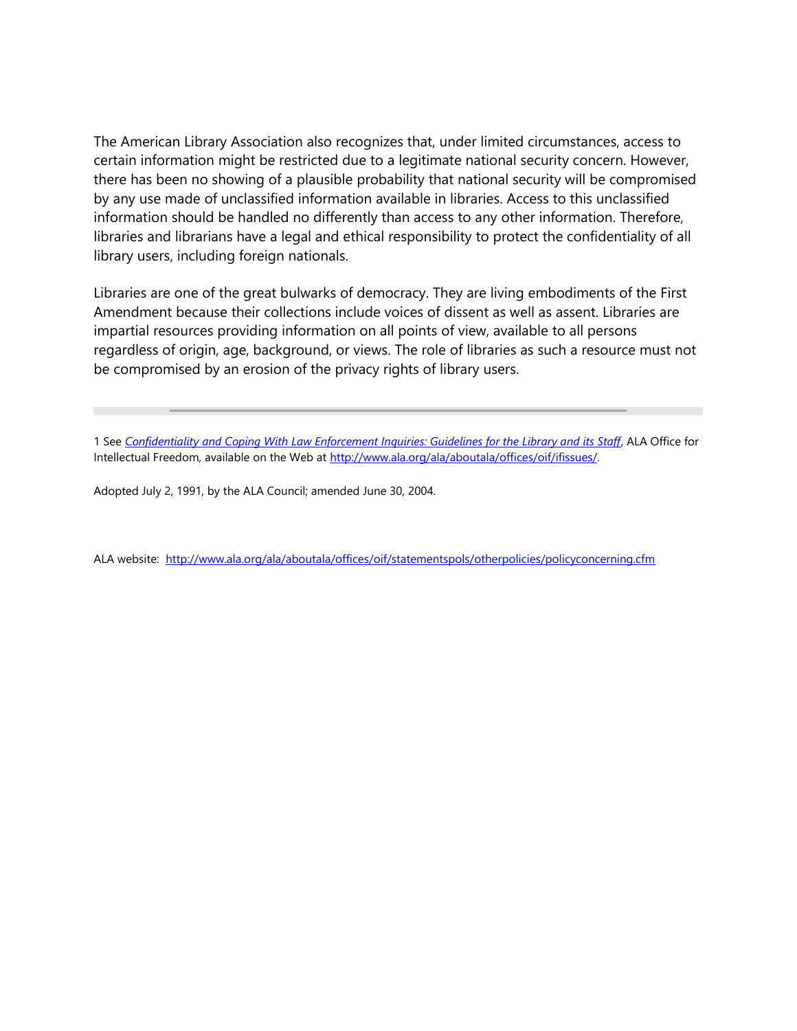The American Library Association also recognizes that, under limited circumstances, access to certain information might be restricted due to a legitimate national security concern. However, there has been no showing of a plausible probability that national security will be compromised by any use made of unclassified information available in libraries. Access to this unclassified information should be handled no differently than access to any other information. Therefore, libraries and librarians have a legal and ethical responsibility to protect the confidentiality of all library users, including foreign nationals.

Libraries are one of the great bulwarks of democracy. They are living embodiments of the First Amendment because their collections include voices of dissent as well as assent. Libraries are impartial resources providing information on all points of view, available to all persons regardless of origin, age, background, or views. The role of libraries as such a resource must not be compromised by an erosion of the privacy rights of library users.

---

1 See *Confidentiality and Coping With Law Enforcement Inquiries: Guidelines for the Library and its Staff*, ALA Office for Intellectual Freedom, available on the Web at http://www.ala.org/ala/aboutala/offices/oif/ifissues/.

Adopted July 2, 1991, by the ALA Council; amended June 30, 2004.

ALA website: http://www.ala.org/ala/aboutala/offices/oif/statementspols/otherpolicies/policyconcerning.cfm